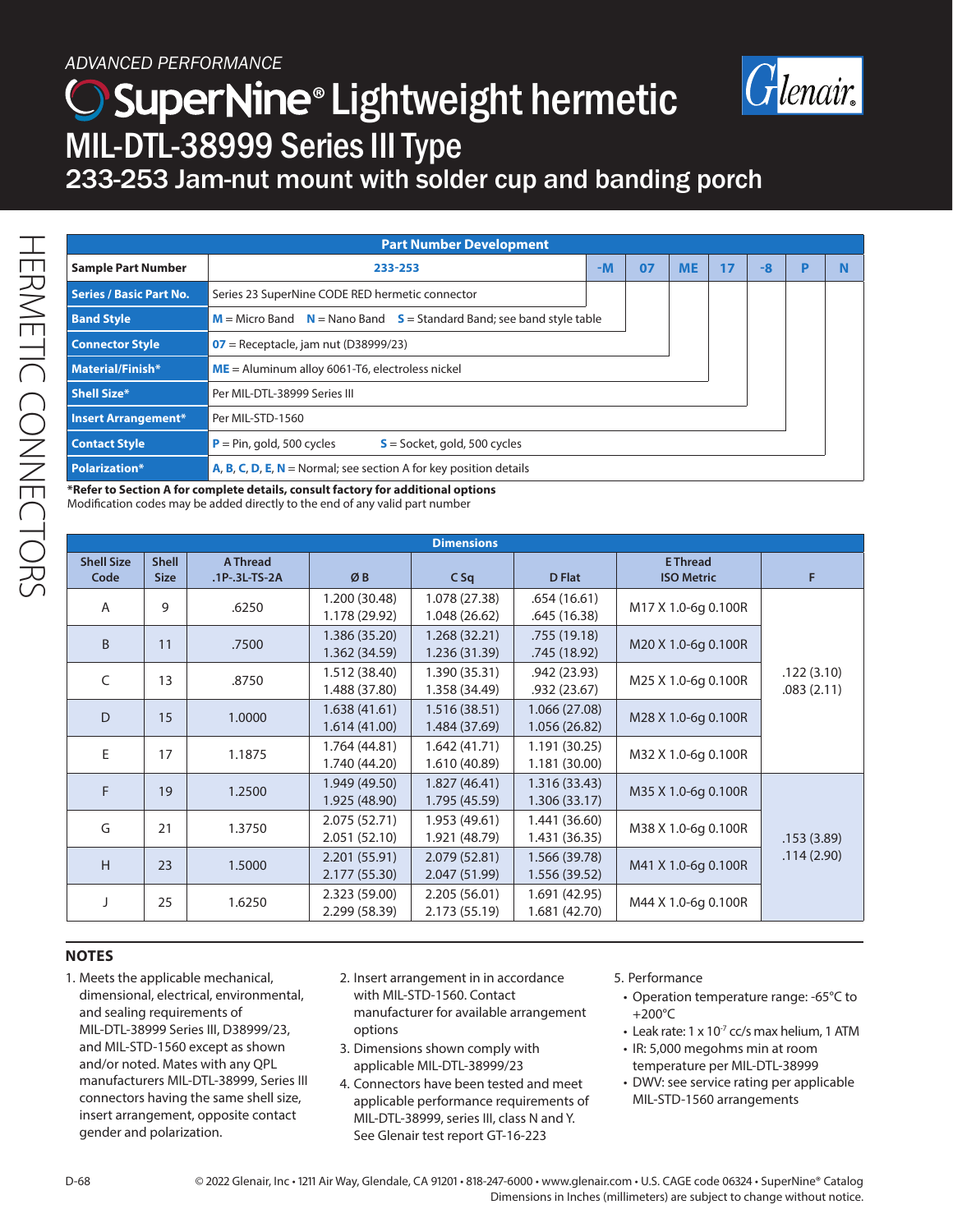*ADVANCED PERFORMANCE*

# SuperNine® Lightweight hermetic
## MIL-DTL-38999 Series III Type
### 233-253 Jam-nut mount with solder cup and banding porch

HERMETIC CONNECTORS

| Part Number Development | | | | | | | | |
|---|---|---|---|---|---|---|---|---|
| **Sample Part Number** | 233-253 | -M | 07 | ME | 17 | -8 | P | N |
| **Series / Basic Part No.** | Series 23 SuperNine CODE RED hermetic connector | | | | | | | |
| **Band Style** | **M** = Micro Band  **N** = Nano Band  **S** = Standard Band; see band style table | | | | | | | |
| **Connector Style** | **07** = Receptacle, jam nut (D38999/23) | | | | | | | |
| **Material/Finish*** | **ME** = Aluminum alloy 6061-T6, electroless nickel | | | | | | | |
| **Shell Size*** | Per MIL-DTL-38999 Series III | | | | | | | |
| **Insert Arrangement*** | Per MIL-STD-1560 | | | | | | | |
| **Contact Style** | **P** = Pin, gold, 500 cycles  **S** = Socket, gold, 500 cycles | | | | | | | |
| **Polarization*** | **A**, **B**, **C**, **D**, **E**, **N** = Normal; see section A for key position details | | | | | | | |

**\*Refer to Section A for complete details, consult factory for additional options**
Modification codes may be added directly to the end of any valid part number

| Shell Size Code | Shell Size | A Thread .1P-.3L-TS-2A | Ø B | C Sq | D Flat | E Thread ISO Metric | F |
|---|---|---|---|---|---|---|---|
| A | 9 | .6250 | 1.200 (30.48)<br>1.178 (29.92) | 1.078 (27.38)<br>1.048 (26.62) | .654 (16.61)<br>.645 (16.38) | M17 X 1.0-6g 0.100R | .122 (3.10)<br>.083 (2.11) |
| B | 11 | .7500 | 1.386 (35.20)<br>1.362 (34.59) | 1.268 (32.21)<br>1.236 (31.39) | .755 (19.18)<br>.745 (18.92) | M20 X 1.0-6g 0.100R | .122 (3.10)<br>.083 (2.11) |
| C | 13 | .8750 | 1.512 (38.40)<br>1.488 (37.80) | 1.390 (35.31)<br>1.358 (34.49) | .942 (23.93)<br>.932 (23.67) | M25 X 1.0-6g 0.100R | .122 (3.10)<br>.083 (2.11) |
| D | 15 | 1.0000 | 1.638 (41.61)<br>1.614 (41.00) | 1.516 (38.51)<br>1.484 (37.69) | 1.066 (27.08)<br>1.056 (26.82) | M28 X 1.0-6g 0.100R | .122 (3.10)<br>.083 (2.11) |
| E | 17 | 1.1875 | 1.764 (44.81)<br>1.740 (44.20) | 1.642 (41.71)<br>1.610 (40.89) | 1.191 (30.25)<br>1.181 (30.00) | M32 X 1.0-6g 0.100R | .122 (3.10)<br>.083 (2.11) |
| F | 19 | 1.2500 | 1.949 (49.50)<br>1.925 (48.90) | 1.827 (46.41)<br>1.795 (45.59) | 1.316 (33.43)<br>1.306 (33.17) | M35 X 1.0-6g 0.100R | .153 (3.89)<br>.114 (2.90) |
| G | 21 | 1.3750 | 2.075 (52.71)<br>2.051 (52.10) | 1.953 (49.61)<br>1.921 (48.79) | 1.441 (36.60)<br>1.431 (36.35) | M38 X 1.0-6g 0.100R | .153 (3.89)<br>.114 (2.90) |
| H | 23 | 1.5000 | 2.201 (55.91)<br>2.177 (55.30) | 2.079 (52.81)<br>2.047 (51.99) | 1.566 (39.78)<br>1.556 (39.52) | M41 X 1.0-6g 0.100R | .153 (3.89)<br>.114 (2.90) |
| J | 25 | 1.6250 | 2.323 (59.00)<br>2.299 (58.39) | 2.205 (56.01)<br>2.173 (55.19) | 1.691 (42.95)<br>1.681 (42.70) | M44 X 1.0-6g 0.100R | .153 (3.89)<br>.114 (2.90) |

## NOTES

1. Meets the applicable mechanical, dimensional, electrical, environmental, and sealing requirements of MIL-DTL-38999 Series III, D38999/23, and MIL-STD-1560 except as shown and/or noted. Mates with any QPL manufacturers MIL-DTL-38999, Series III connectors having the same shell size, insert arrangement, opposite contact gender and polarization.
2. Insert arrangement in in accordance with MIL-STD-1560. Contact manufacturer for available arrangement options
3. Dimensions shown comply with applicable MIL-DTL-38999/23
4. Connectors have been tested and meet applicable performance requirements of MIL-DTL-38999, series III, class N and Y. See Glenair test report GT-16-223
5. Performance
   - Operation temperature range: -65°C to +200°C
   - Leak rate: $1 \times 10^{-7}$ cc/s max helium, 1 ATM
   - IR: 5,000 megohms min at room temperature per MIL-DTL-38999
   - DWV: see service rating per applicable MIL-STD-1560 arrangements

© 2022 Glenair, Inc • 1211 Air Way, Glendale, CA 91201 • 818-247-6000 • www.glenair.com • U.S. CAGE code 06324 • SuperNine® Catalog
Dimensions in Inches (millimeters) are subject to change without notice.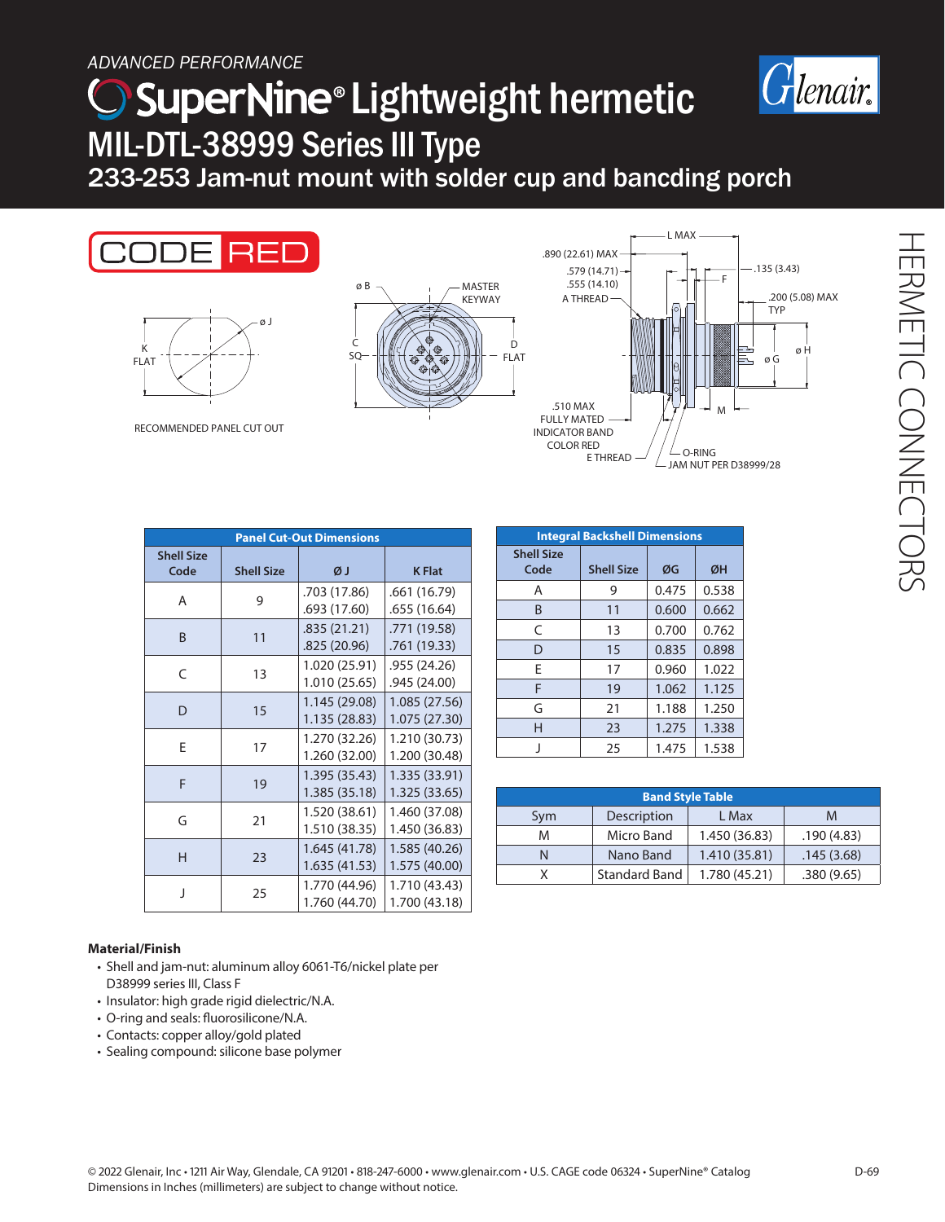*ADVANCED PERFORMANCE*

# SuperNine® Lightweight hermetic

## MIL-DTL-38999 Series III Type

### 233-253 Jam-nut mount with solder cup and bancding porch

CODE RED

ø J
K FLAT
RECOMMENDED PANEL CUT OUT

ø B
MASTER KEYWAY
C SQ
D FLAT

L MAX
.890 (22.61) MAX
.579 (14.71)
.555 (14.10)
A THREAD
.135 (3.43)
F
.200 (5.08) MAX TYP
ø H
ø G
.510 MAX FULLY MATED INDICATOR BAND COLOR RED
E THREAD
M
O-RING
JAM NUT PER D38999/28

HERMETIC CONNECTORS

| Panel Cut-Out Dimensions | | | |
|---|---|---|---|
| Shell Size Code | Shell Size | Ø J | K Flat |
| A | 9 | .703 (17.86)<br>.693 (17.60) | .661 (16.79)<br>.655 (16.64) |
| B | 11 | .835 (21.21)<br>.825 (20.96) | .771 (19.58)<br>.761 (19.33) |
| C | 13 | 1.020 (25.91)<br>1.010 (25.65) | .955 (24.26)<br>.945 (24.00) |
| D | 15 | 1.145 (29.08)<br>1.135 (28.83) | 1.085 (27.56)<br>1.075 (27.30) |
| E | 17 | 1.270 (32.26)<br>1.260 (32.00) | 1.210 (30.73)<br>1.200 (30.48) |
| F | 19 | 1.395 (35.43)<br>1.385 (35.18) | 1.335 (33.91)<br>1.325 (33.65) |
| G | 21 | 1.520 (38.61)<br>1.510 (38.35) | 1.460 (37.08)<br>1.450 (36.83) |
| H | 23 | 1.645 (41.78)<br>1.635 (41.53) | 1.585 (40.26)<br>1.575 (40.00) |
| J | 25 | 1.770 (44.96)<br>1.760 (44.70) | 1.710 (43.43)<br>1.700 (43.18) |

| Integral Backshell Dimensions | | | |
|---|---|---|---|
| Shell Size Code | Shell Size | ØG | ØH |
| A | 9 | 0.475 | 0.538 |
| B | 11 | 0.600 | 0.662 |
| C | 13 | 0.700 | 0.762 |
| D | 15 | 0.835 | 0.898 |
| E | 17 | 0.960 | 1.022 |
| F | 19 | 1.062 | 1.125 |
| G | 21 | 1.188 | 1.250 |
| H | 23 | 1.275 | 1.338 |
| J | 25 | 1.475 | 1.538 |

| Band Style Table | | | |
|---|---|---|---|
| Sym | Description | L Max | M |
| M | Micro Band | 1.450 (36.83) | .190 (4.83) |
| N | Nano Band | 1.410 (35.81) | .145 (3.68) |
| X | Standard Band | 1.780 (45.21) | .380 (9.65) |

**Material/Finish**

- Shell and jam-nut: aluminum alloy 6061-T6/nickel plate per D38999 series III, Class F
- Insulator: high grade rigid dielectric/N.A.
- O-ring and seals: fluorosilicone/N.A.
- Contacts: copper alloy/gold plated
- Sealing compound: silicone base polymer

© 2022 Glenair, Inc • 1211 Air Way, Glendale, CA 91201 • 818-247-6000 • www.glenair.com • U.S. CAGE code 06324 • SuperNine® Catalog
Dimensions in Inches (millimeters) are subject to change without notice.